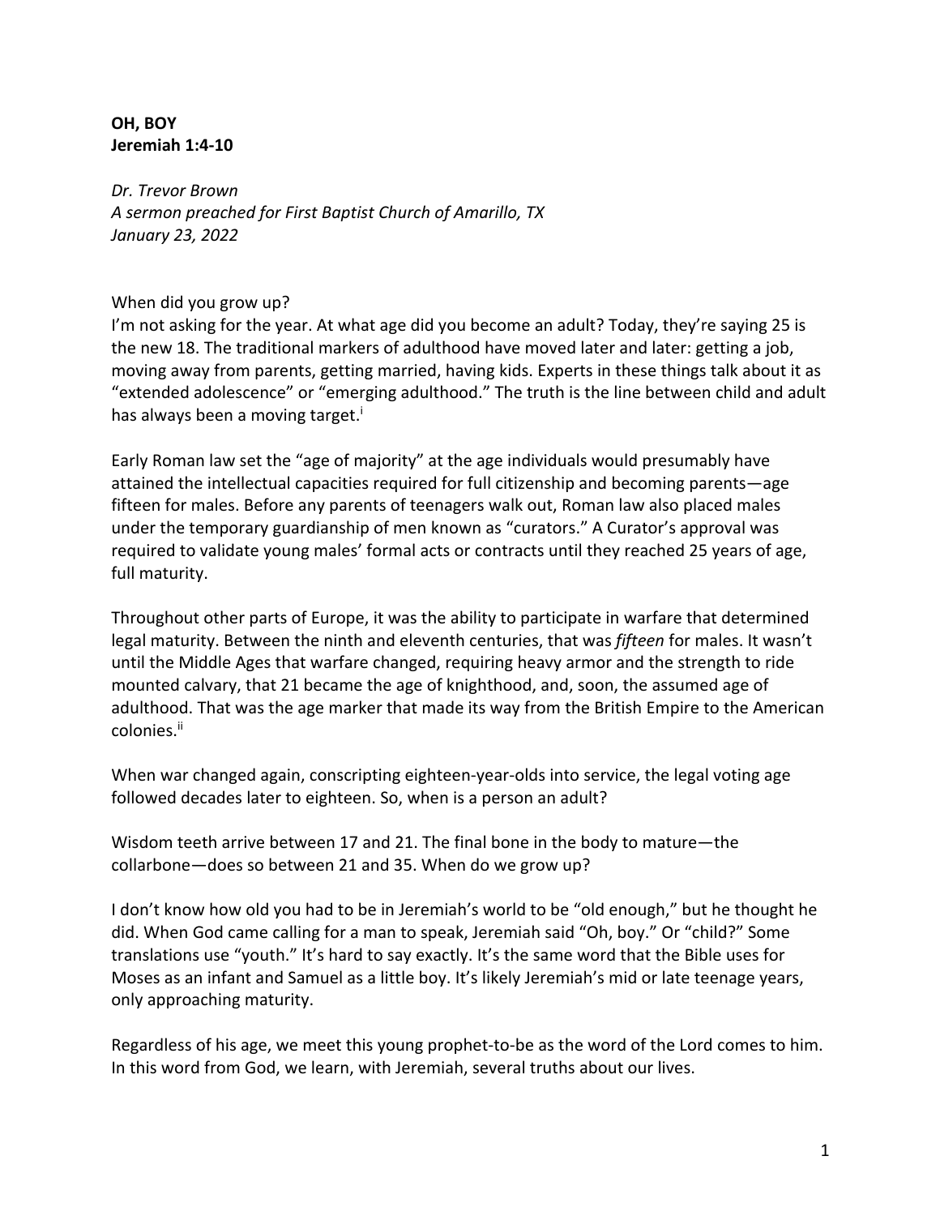**OH, BOY**
**Jeremiah 1:4-10**

*Dr. Trevor Brown*
*A sermon preached for First Baptist Church of Amarillo, TX*
*January 23, 2022*

When did you grow up?
I'm not asking for the year. At what age did you become an adult? Today, they're saying 25 is the new 18. The traditional markers of adulthood have moved later and later: getting a job, moving away from parents, getting married, having kids. Experts in these things talk about it as "extended adolescence" or "emerging adulthood." The truth is the line between child and adult has always been a moving target.[i]

Early Roman law set the "age of majority" at the age individuals would presumably have attained the intellectual capacities required for full citizenship and becoming parents—age fifteen for males. Before any parents of teenagers walk out, Roman law also placed males under the temporary guardianship of men known as "curators." A Curator's approval was required to validate young males' formal acts or contracts until they reached 25 years of age, full maturity.

Throughout other parts of Europe, it was the ability to participate in warfare that determined legal maturity. Between the ninth and eleventh centuries, that was *fifteen* for males. It wasn't until the Middle Ages that warfare changed, requiring heavy armor and the strength to ride mounted calvary, that 21 became the age of knighthood, and, soon, the assumed age of adulthood. That was the age marker that made its way from the British Empire to the American colonies.[ii]

When war changed again, conscripting eighteen-year-olds into service, the legal voting age followed decades later to eighteen. So, when is a person an adult?

Wisdom teeth arrive between 17 and 21. The final bone in the body to mature—the collarbone—does so between 21 and 35. When do we grow up?

I don't know how old you had to be in Jeremiah's world to be "old enough," but he thought he did. When God came calling for a man to speak, Jeremiah said "Oh, boy." Or "child?" Some translations use "youth." It's hard to say exactly. It's the same word that the Bible uses for Moses as an infant and Samuel as a little boy. It's likely Jeremiah's mid or late teenage years, only approaching maturity.

Regardless of his age, we meet this young prophet-to-be as the word of the Lord comes to him. In this word from God, we learn, with Jeremiah, several truths about our lives.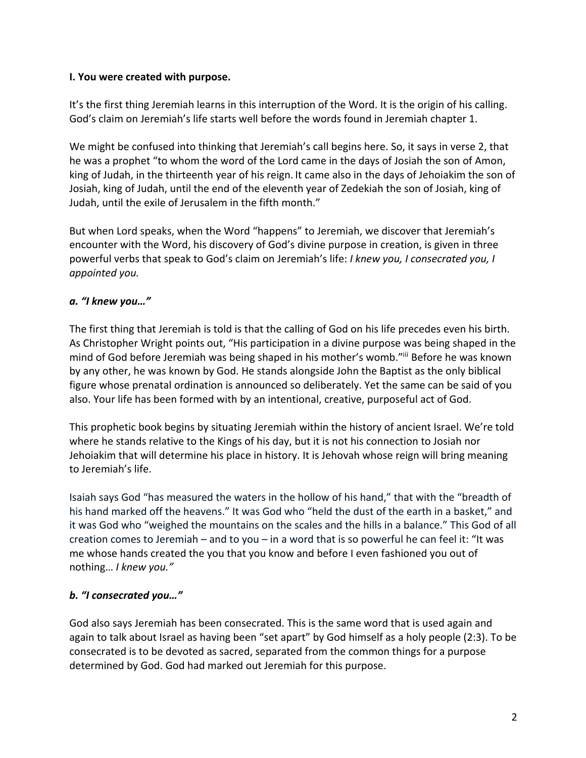**I. You were created with purpose.**

It's the first thing Jeremiah learns in this interruption of the Word. It is the origin of his calling. God's claim on Jeremiah's life starts well before the words found in Jeremiah chapter 1.

We might be confused into thinking that Jeremiah's call begins here. So, it says in verse 2, that he was a prophet "to whom the word of the Lord came in the days of Josiah the son of Amon, king of Judah, in the thirteenth year of his reign. It came also in the days of Jehoiakim the son of Josiah, king of Judah, until the end of the eleventh year of Zedekiah the son of Josiah, king of Judah, until the exile of Jerusalem in the fifth month."

But when Lord speaks, when the Word "happens" to Jeremiah, we discover that Jeremiah's encounter with the Word, his discovery of God's divine purpose in creation, is given in three powerful verbs that speak to God's claim on Jeremiah's life: *I knew you, I consecrated you, I appointed you.*

***a. "I knew you…"***

The first thing that Jeremiah is told is that the calling of God on his life precedes even his birth. As Christopher Wright points out, "His participation in a divine purpose was being shaped in the mind of God before Jeremiah was being shaped in his mother's womb."[iii] Before he was known by any other, he was known by God. He stands alongside John the Baptist as the only biblical figure whose prenatal ordination is announced so deliberately. Yet the same can be said of you also. Your life has been formed with by an intentional, creative, purposeful act of God.

This prophetic book begins by situating Jeremiah within the history of ancient Israel. We're told where he stands relative to the Kings of his day, but it is not his connection to Josiah nor Jehoiakim that will determine his place in history. It is Jehovah whose reign will bring meaning to Jeremiah's life.

Isaiah says God "has measured the waters in the hollow of his hand," that with the "breadth of his hand marked off the heavens." It was God who "held the dust of the earth in a basket," and it was God who "weighed the mountains on the scales and the hills in a balance." This God of all creation comes to Jeremiah – and to you – in a word that is so powerful he can feel it: "It was me whose hands created the you that you know and before I even fashioned you out of nothing… *I knew you."*

***b. "I consecrated you…"***

God also says Jeremiah has been consecrated. This is the same word that is used again and again to talk about Israel as having been "set apart" by God himself as a holy people (2:3). To be consecrated is to be devoted as sacred, separated from the common things for a purpose determined by God. God had marked out Jeremiah for this purpose.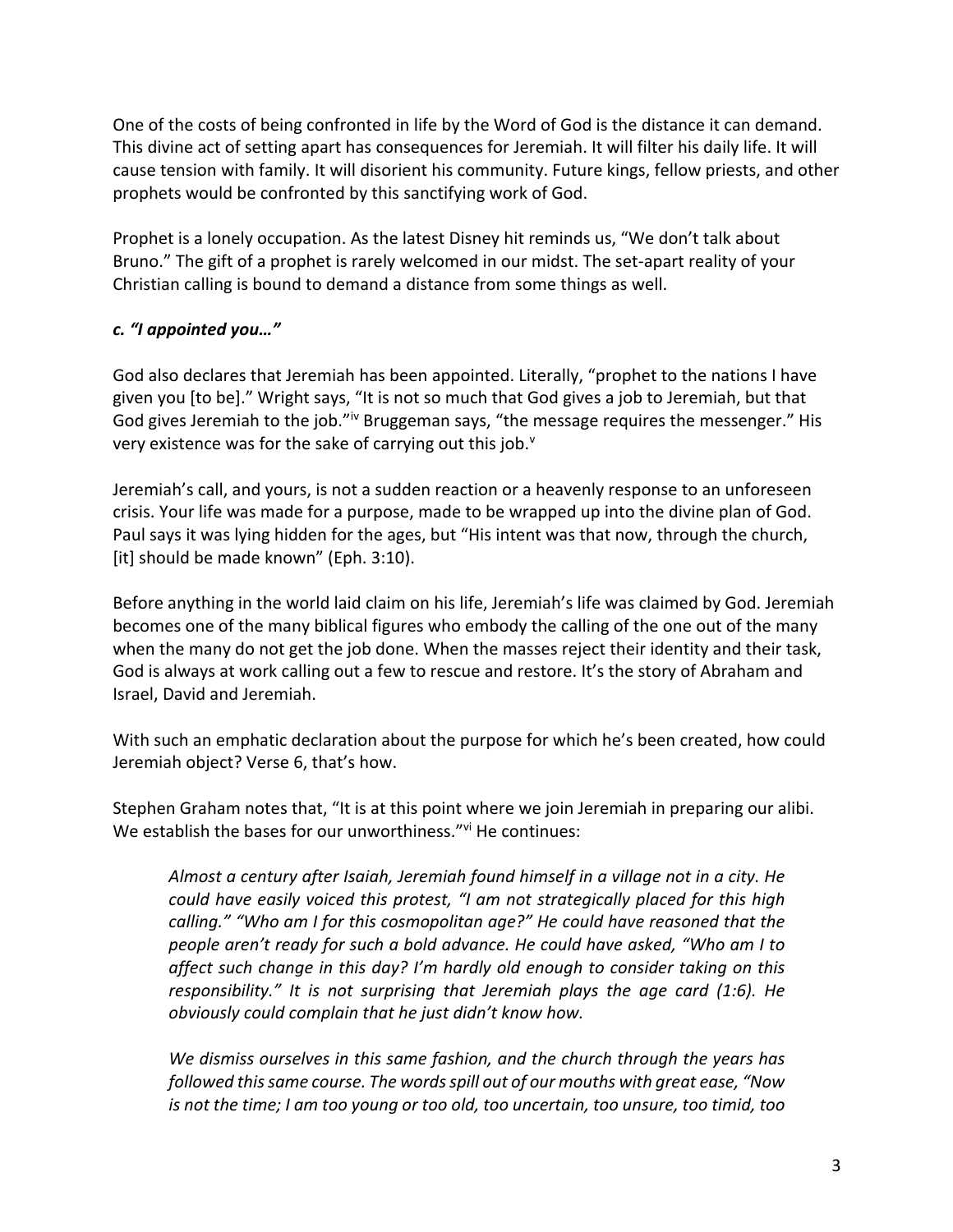One of the costs of being confronted in life by the Word of God is the distance it can demand. This divine act of setting apart has consequences for Jeremiah. It will filter his daily life. It will cause tension with family. It will disorient his community. Future kings, fellow priests, and other prophets would be confronted by this sanctifying work of God.

Prophet is a lonely occupation. As the latest Disney hit reminds us, "We don't talk about Bruno." The gift of a prophet is rarely welcomed in our midst. The set-apart reality of your Christian calling is bound to demand a distance from some things as well.

### *c. "I appointed you…"*

God also declares that Jeremiah has been appointed. Literally, "prophet to the nations I have given you [to be]." Wright says, "It is not so much that God gives a job to Jeremiah, but that God gives Jeremiah to the job."[iv] Bruggeman says, "the message requires the messenger." His very existence was for the sake of carrying out this job.[v]

Jeremiah's call, and yours, is not a sudden reaction or a heavenly response to an unforeseen crisis. Your life was made for a purpose, made to be wrapped up into the divine plan of God. Paul says it was lying hidden for the ages, but "His intent was that now, through the church, [it] should be made known" (Eph. 3:10).

Before anything in the world laid claim on his life, Jeremiah's life was claimed by God. Jeremiah becomes one of the many biblical figures who embody the calling of the one out of the many when the many do not get the job done. When the masses reject their identity and their task, God is always at work calling out a few to rescue and restore. It's the story of Abraham and Israel, David and Jeremiah.

With such an emphatic declaration about the purpose for which he's been created, how could Jeremiah object? Verse 6, that's how.

Stephen Graham notes that, "It is at this point where we join Jeremiah in preparing our alibi. We establish the bases for our unworthiness."[vi] He continues:

> *Almost a century after Isaiah, Jeremiah found himself in a village not in a city. He could have easily voiced this protest, "I am not strategically placed for this high calling." "Who am I for this cosmopolitan age?" He could have reasoned that the people aren't ready for such a bold advance. He could have asked, "Who am I to affect such change in this day? I'm hardly old enough to consider taking on this responsibility." It is not surprising that Jeremiah plays the age card (1:6). He obviously could complain that he just didn't know how.*
>
> *We dismiss ourselves in this same fashion, and the church through the years has followed this same course. The words spill out of our mouths with great ease, "Now is not the time; I am too young or too old, too uncertain, too unsure, too timid, too*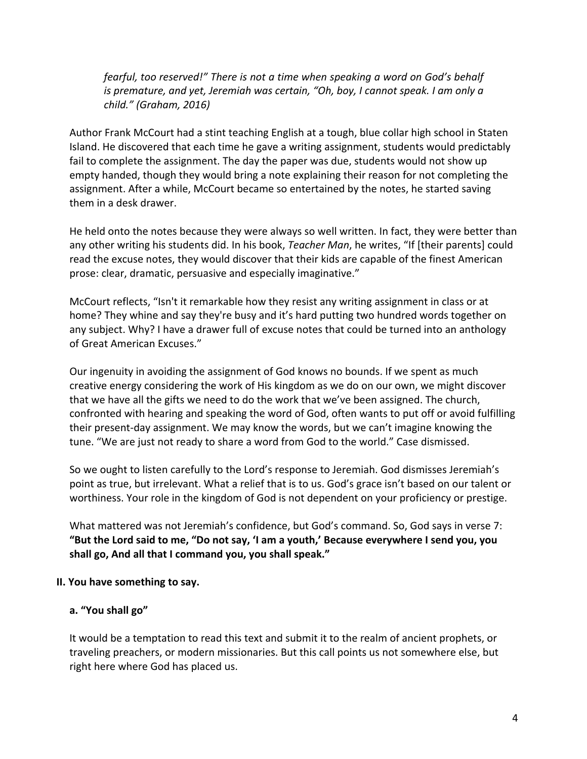*fearful, too reserved!" There is not a time when speaking a word on God's behalf is premature, and yet, Jeremiah was certain, "Oh, boy, I cannot speak. I am only a child." (Graham, 2016)*

Author Frank McCourt had a stint teaching English at a tough, blue collar high school in Staten Island. He discovered that each time he gave a writing assignment, students would predictably fail to complete the assignment. The day the paper was due, students would not show up empty handed, though they would bring a note explaining their reason for not completing the assignment. After a while, McCourt became so entertained by the notes, he started saving them in a desk drawer.

He held onto the notes because they were always so well written. In fact, they were better than any other writing his students did. In his book, *Teacher Man*, he writes, "If [their parents] could read the excuse notes, they would discover that their kids are capable of the finest American prose: clear, dramatic, persuasive and especially imaginative."

McCourt reflects, "Isn't it remarkable how they resist any writing assignment in class or at home? They whine and say they're busy and it's hard putting two hundred words together on any subject. Why? I have a drawer full of excuse notes that could be turned into an anthology of Great American Excuses."

Our ingenuity in avoiding the assignment of God knows no bounds. If we spent as much creative energy considering the work of His kingdom as we do on our own, we might discover that we have all the gifts we need to do the work that we've been assigned. The church, confronted with hearing and speaking the word of God, often wants to put off or avoid fulfilling their present-day assignment. We may know the words, but we can't imagine knowing the tune. "We are just not ready to share a word from God to the world." Case dismissed.

So we ought to listen carefully to the Lord's response to Jeremiah. God dismisses Jeremiah's point as true, but irrelevant. What a relief that is to us. God's grace isn't based on our talent or worthiness. Your role in the kingdom of God is not dependent on your proficiency or prestige.

What mattered was not Jeremiah's confidence, but God's command. So, God says in verse 7: **"But the Lord said to me, "Do not say, 'I am a youth,' Because everywhere I send you, you shall go, And all that I command you, you shall speak."**

## II. You have something to say.

### a. "You shall go"

It would be a temptation to read this text and submit it to the realm of ancient prophets, or traveling preachers, or modern missionaries. But this call points us not somewhere else, but right here where God has placed us.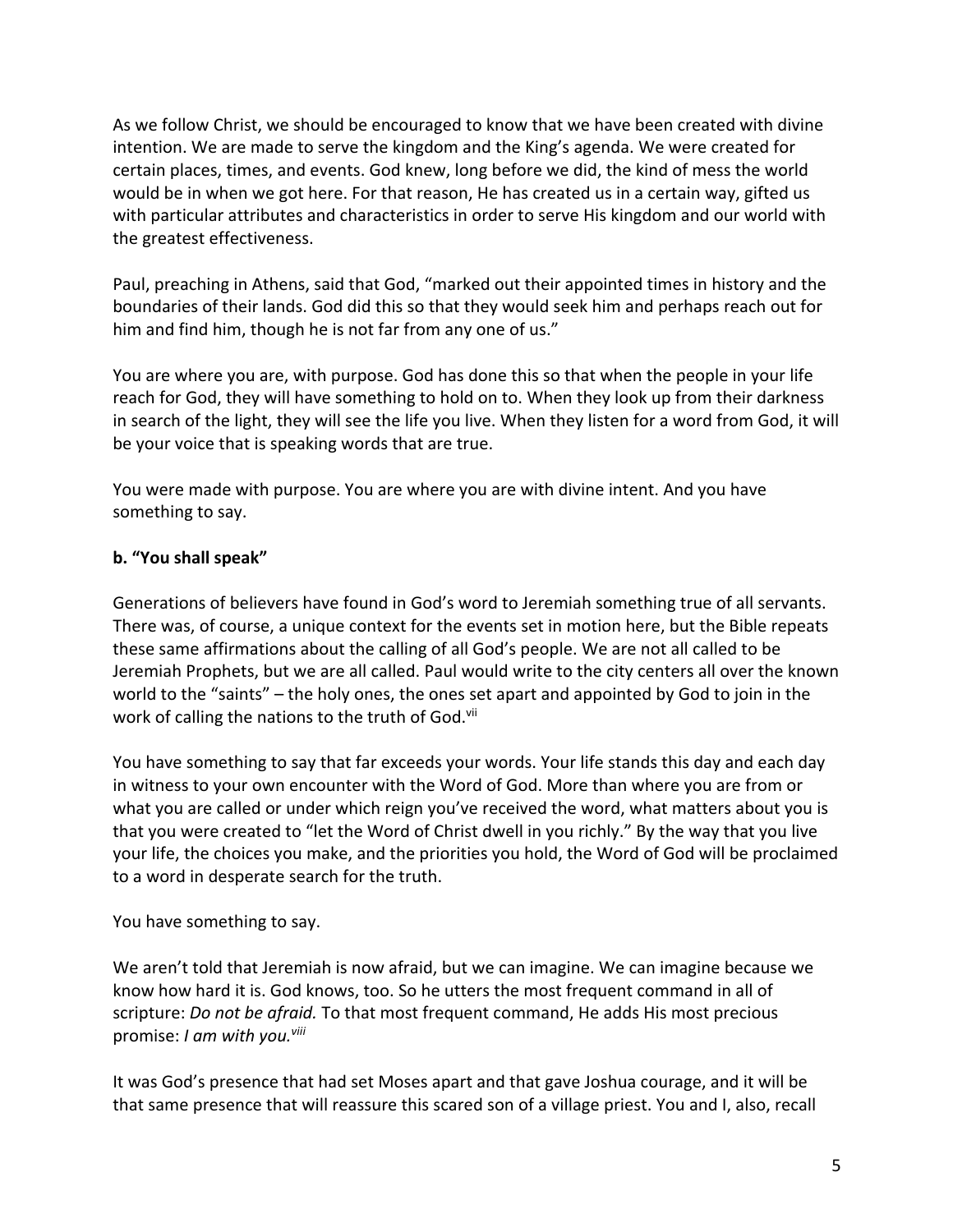As we follow Christ, we should be encouraged to know that we have been created with divine intention. We are made to serve the kingdom and the King's agenda. We were created for certain places, times, and events. God knew, long before we did, the kind of mess the world would be in when we got here. For that reason, He has created us in a certain way, gifted us with particular attributes and characteristics in order to serve His kingdom and our world with the greatest effectiveness.

Paul, preaching in Athens, said that God, "marked out their appointed times in history and the boundaries of their lands. God did this so that they would seek him and perhaps reach out for him and find him, though he is not far from any one of us."

You are where you are, with purpose. God has done this so that when the people in your life reach for God, they will have something to hold on to. When they look up from their darkness in search of the light, they will see the life you live. When they listen for a word from God, it will be your voice that is speaking words that are true.

You were made with purpose. You are where you are with divine intent. And you have something to say.

**b. "You shall speak"**

Generations of believers have found in God's word to Jeremiah something true of all servants. There was, of course, a unique context for the events set in motion here, but the Bible repeats these same affirmations about the calling of all God's people. We are not all called to be Jeremiah Prophets, but we are all called. Paul would write to the city centers all over the known world to the "saints" – the holy ones, the ones set apart and appointed by God to join in the work of calling the nations to the truth of God.[vii]

You have something to say that far exceeds your words. Your life stands this day and each day in witness to your own encounter with the Word of God. More than where you are from or what you are called or under which reign you've received the word, what matters about you is that you were created to "let the Word of Christ dwell in you richly." By the way that you live your life, the choices you make, and the priorities you hold, the Word of God will be proclaimed to a word in desperate search for the truth.

You have something to say.

We aren't told that Jeremiah is now afraid, but we can imagine. We can imagine because we know how hard it is. God knows, too. So he utters the most frequent command in all of scripture: *Do not be afraid.* To that most frequent command, He adds His most precious promise: *I am with you.*[viii]

It was God's presence that had set Moses apart and that gave Joshua courage, and it will be that same presence that will reassure this scared son of a village priest. You and I, also, recall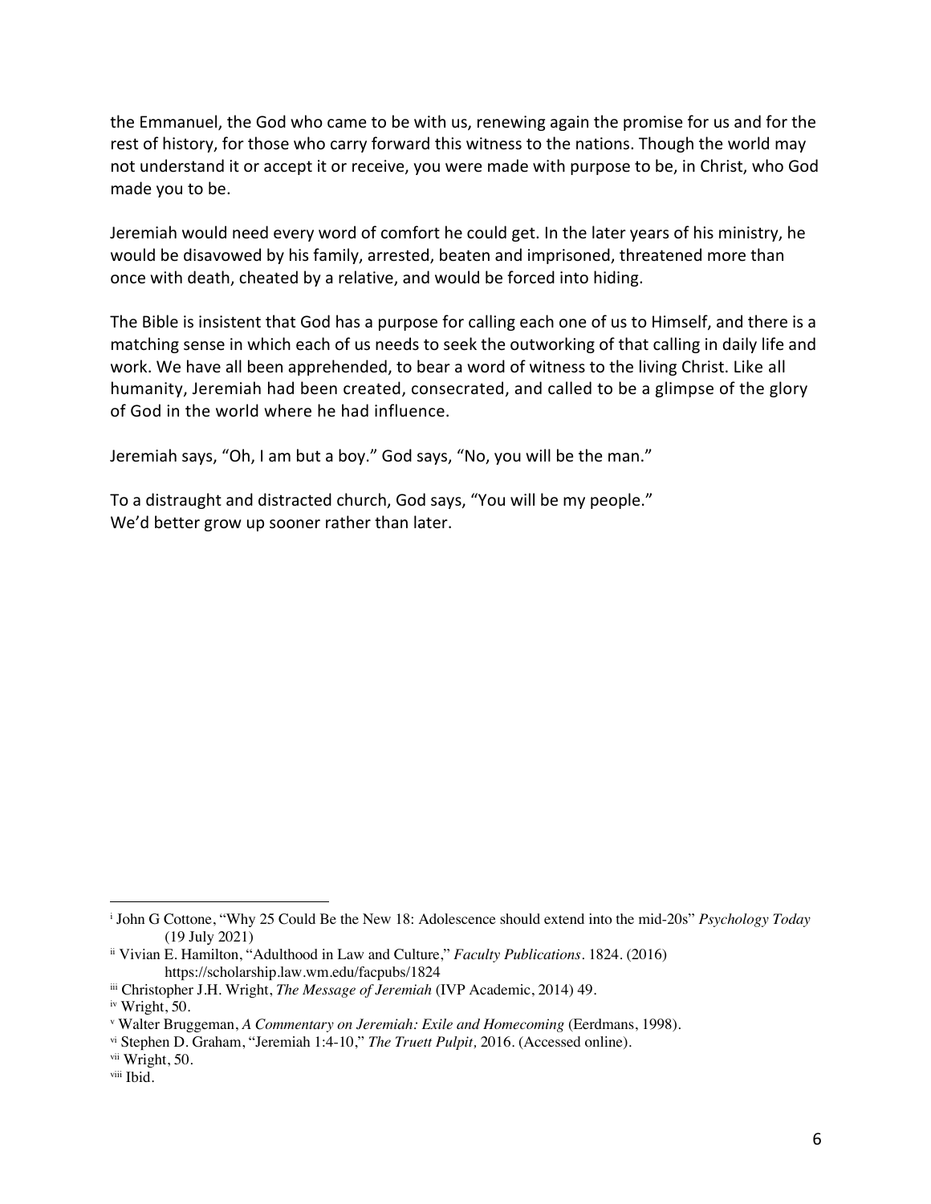the Emmanuel, the God who came to be with us, renewing again the promise for us and for the rest of history, for those who carry forward this witness to the nations. Though the world may not understand it or accept it or receive, you were made with purpose to be, in Christ, who God made you to be.

Jeremiah would need every word of comfort he could get. In the later years of his ministry, he would be disavowed by his family, arrested, beaten and imprisoned, threatened more than once with death, cheated by a relative, and would be forced into hiding.

The Bible is insistent that God has a purpose for calling each one of us to Himself, and there is a matching sense in which each of us needs to seek the outworking of that calling in daily life and work. We have all been apprehended, to bear a word of witness to the living Christ. Like all humanity, Jeremiah had been created, consecrated, and called to be a glimpse of the glory of God in the world where he had influence.

Jeremiah says, "Oh, I am but a boy." God says, "No, you will be the man."

To a distraught and distracted church, God says, "You will be my people."
We'd better grow up sooner rather than later.

---

[i] John G Cottone, "Why 25 Could Be the New 18: Adolescence should extend into the mid-20s" *Psychology Today* (19 July 2021)

[ii] Vivian E. Hamilton, "Adulthood in Law and Culture," *Faculty Publications*. 1824. (2016) https://scholarship.law.wm.edu/facpubs/1824

[iii] Christopher J.H. Wright, *The Message of Jeremiah* (IVP Academic, 2014) 49.

[iv] Wright, 50.

[v] Walter Bruggeman, *A Commentary on Jeremiah: Exile and Homecoming* (Eerdmans, 1998).

[vi] Stephen D. Graham, "Jeremiah 1:4-10," *The Truett Pulpit*, 2016. (Accessed online).

[vii] Wright, 50.

[viii] Ibid.